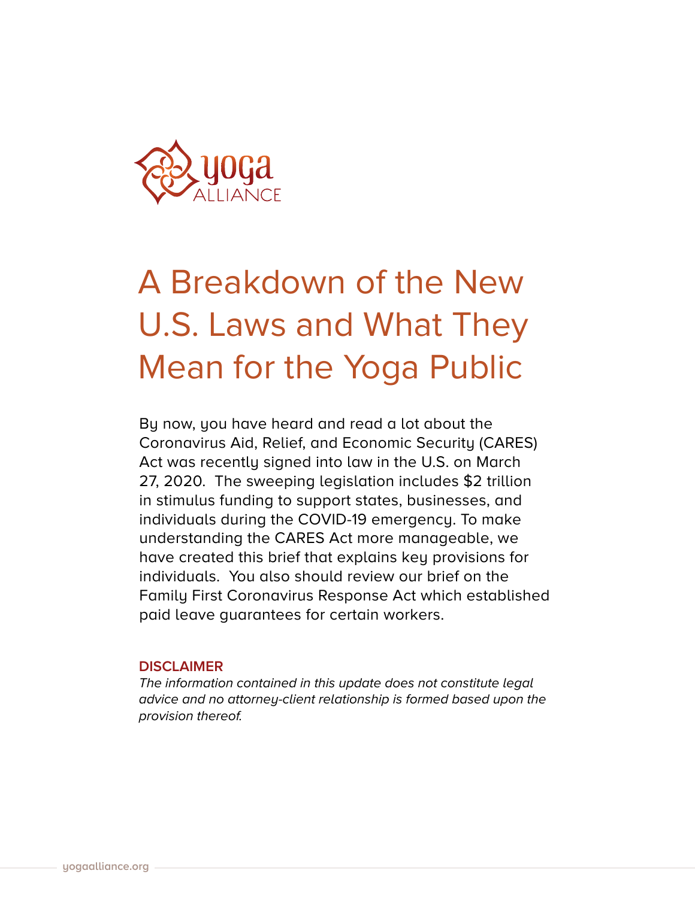# A Breakdown of the New U.S. Laws and What They Mean for the Yoga Public

By now, you have heard and read a lot about the Coronavirus Aid, Relief, and Economic Security (CARES) Act was recently signed into law in the U.S. on March 27, 2020. The sweeping legislation includes $2 trillion in stimulus funding to support states, businesses, and individuals during the COVID-19 emergency. To make understanding the CARES Act more manageable, we have created this brief that explains key provisions for individuals. You also should review our brief on the Family First Coronavirus Response Act which established paid leave guarantees for certain workers.

**DISCLAIMER**

*The information contained in this update does not constitute legal advice and no attorney-client relationship is formed based upon the provision thereof.*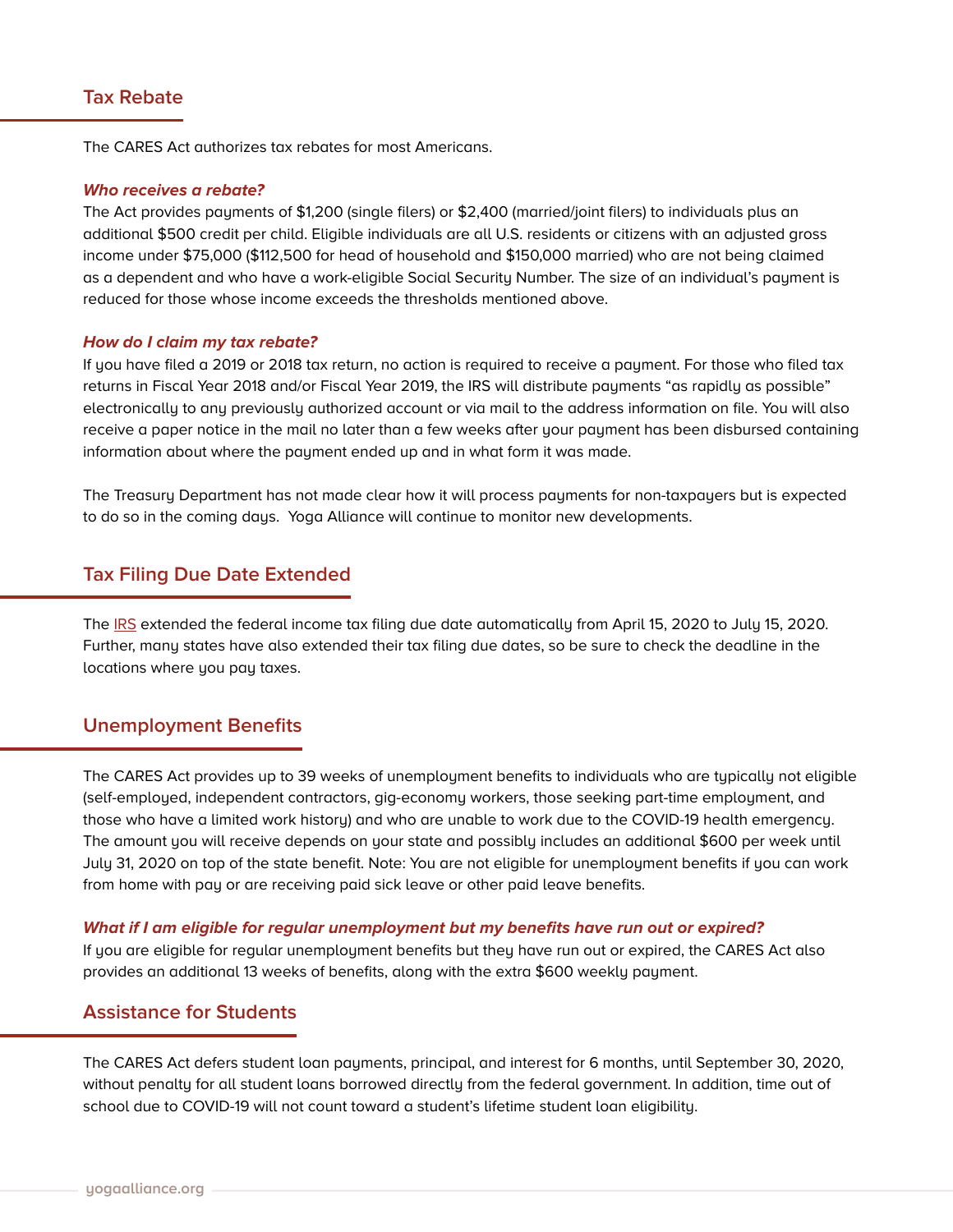## Tax Rebate

The CARES Act authorizes tax rebates for most Americans.

***Who receives a rebate?***

The Act provides payments of $1,200 (single filers) or $2,400 (married/joint filers) to individuals plus an additional $500 credit per child. Eligible individuals are all U.S. residents or citizens with an adjusted gross income under $75,000 ($112,500 for head of household and $150,000 married) who are not being claimed as a dependent and who have a work-eligible Social Security Number. The size of an individual's payment is reduced for those whose income exceeds the thresholds mentioned above.

***How do I claim my tax rebate?***

If you have filed a 2019 or 2018 tax return, no action is required to receive a payment. For those who filed tax returns in Fiscal Year 2018 and/or Fiscal Year 2019, the IRS will distribute payments "as rapidly as possible" electronically to any previously authorized account or via mail to the address information on file. You will also receive a paper notice in the mail no later than a few weeks after your payment has been disbursed containing information about where the payment ended up and in what form it was made.

The Treasury Department has not made clear how it will process payments for non-taxpayers but is expected to do so in the coming days. Yoga Alliance will continue to monitor new developments.

## Tax Filing Due Date Extended

The IRS extended the federal income tax filing due date automatically from April 15, 2020 to July 15, 2020. Further, many states have also extended their tax filing due dates, so be sure to check the deadline in the locations where you pay taxes.

## Unemployment Benefits

The CARES Act provides up to 39 weeks of unemployment benefits to individuals who are typically not eligible (self-employed, independent contractors, gig-economy workers, those seeking part-time employment, and those who have a limited work history) and who are unable to work due to the COVID-19 health emergency. The amount you will receive depends on your state and possibly includes an additional $600 per week until July 31, 2020 on top of the state benefit. Note: You are not eligible for unemployment benefits if you can work from home with pay or are receiving paid sick leave or other paid leave benefits.

***What if I am eligible for regular unemployment but my benefits have run out or expired?***

If you are eligible for regular unemployment benefits but they have run out or expired, the CARES Act also provides an additional 13 weeks of benefits, along with the extra $600 weekly payment.

## Assistance for Students

The CARES Act defers student loan payments, principal, and interest for 6 months, until September 30, 2020, without penalty for all student loans borrowed directly from the federal government. In addition, time out of school due to COVID-19 will not count toward a student's lifetime student loan eligibility.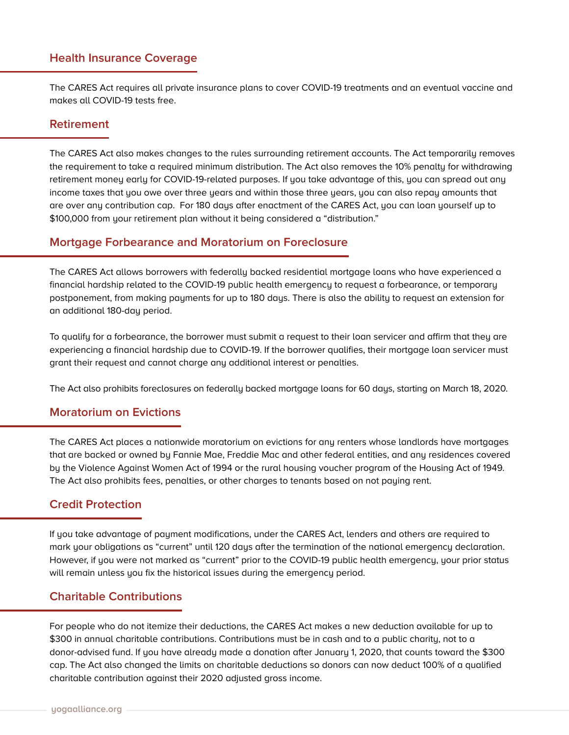## Health Insurance Coverage

The CARES Act requires all private insurance plans to cover COVID-19 treatments and an eventual vaccine and makes all COVID-19 tests free.

## Retirement

The CARES Act also makes changes to the rules surrounding retirement accounts. The Act temporarily removes the requirement to take a required minimum distribution. The Act also removes the 10% penalty for withdrawing retirement money early for COVID-19-related purposes. If you take advantage of this, you can spread out any income taxes that you owe over three years and within those three years, you can also repay amounts that are over any contribution cap. For 180 days after enactment of the CARES Act, you can loan yourself up to $100,000 from your retirement plan without it being considered a "distribution."

## Mortgage Forbearance and Moratorium on Foreclosure

The CARES Act allows borrowers with federally backed residential mortgage loans who have experienced a financial hardship related to the COVID-19 public health emergency to request a forbearance, or temporary postponement, from making payments for up to 180 days. There is also the ability to request an extension for an additional 180-day period.

To qualify for a forbearance, the borrower must submit a request to their loan servicer and affirm that they are experiencing a financial hardship due to COVID-19. If the borrower qualifies, their mortgage loan servicer must grant their request and cannot charge any additional interest or penalties.

The Act also prohibits foreclosures on federally backed mortgage loans for 60 days, starting on March 18, 2020.

## Moratorium on Evictions

The CARES Act places a nationwide moratorium on evictions for any renters whose landlords have mortgages that are backed or owned by Fannie Mae, Freddie Mac and other federal entities, and any residences covered by the Violence Against Women Act of 1994 or the rural housing voucher program of the Housing Act of 1949. The Act also prohibits fees, penalties, or other charges to tenants based on not paying rent.

## Credit Protection

If you take advantage of payment modifications, under the CARES Act, lenders and others are required to mark your obligations as "current" until 120 days after the termination of the national emergency declaration. However, if you were not marked as "current" prior to the COVID-19 public health emergency, your prior status will remain unless you fix the historical issues during the emergency period.

## Charitable Contributions

For people who do not itemize their deductions, the CARES Act makes a new deduction available for up to $300 in annual charitable contributions. Contributions must be in cash and to a public charity, not to a donor-advised fund. If you have already made a donation after January 1, 2020, that counts toward the $300 cap. The Act also changed the limits on charitable deductions so donors can now deduct 100% of a qualified charitable contribution against their 2020 adjusted gross income.